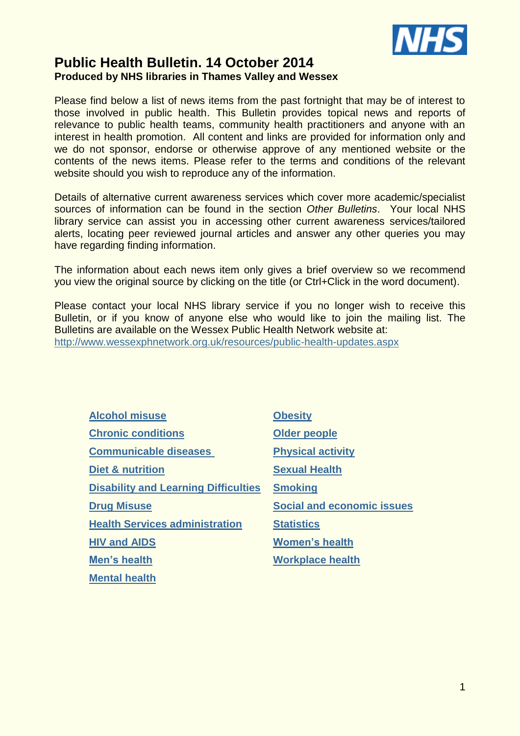# Public Health Bulletin. 14 October 2014

**Produced by NHS libraries in Thames Valley and Wessex**

Please find below a list of news items from the past fortnight that may be of interest to those involved in public health. This Bulletin provides topical news and reports of relevance to public health teams, community health practitioners and anyone with an interest in health promotion. All content and links are provided for information only and we do not sponsor, endorse or otherwise approve of any mentioned website or the contents of the news items. Please refer to the terms and conditions of the relevant website should you wish to reproduce any of the information.

Details of alternative current awareness services which cover more academic/specialist sources of information can be found in the section *Other Bulletins*. Your local NHS library service can assist you in accessing other current awareness services/tailored alerts, locating peer reviewed journal articles and answer any other queries you may have regarding finding information.

The information about each news item only gives a brief overview so we recommend you view the original source by clicking on the title (or Ctrl+Click in the word document).

Please contact your local NHS library service if you no longer wish to receive this Bulletin, or if you know of anyone else who would like to join the mailing list. The Bulletins are available on the Wessex Public Health Network website at: http://www.wessexphnetwork.org.uk/resources/public-health-updates.aspx

- **Alcohol misuse**
- **Chronic conditions**
- **Communicable diseases**
- **Diet & nutrition**
- **Disability and Learning Difficulties**
- **Drug Misuse**
- **Health Services administration**
- **HIV and AIDS**
- **Men's health**
- **Mental health**
- **Obesity**
- **Older people**
- **Physical activity**
- **Sexual Health**
- **Smoking**
- **Social and economic issues**
- **Statistics**
- **Women's health**
- **Workplace health**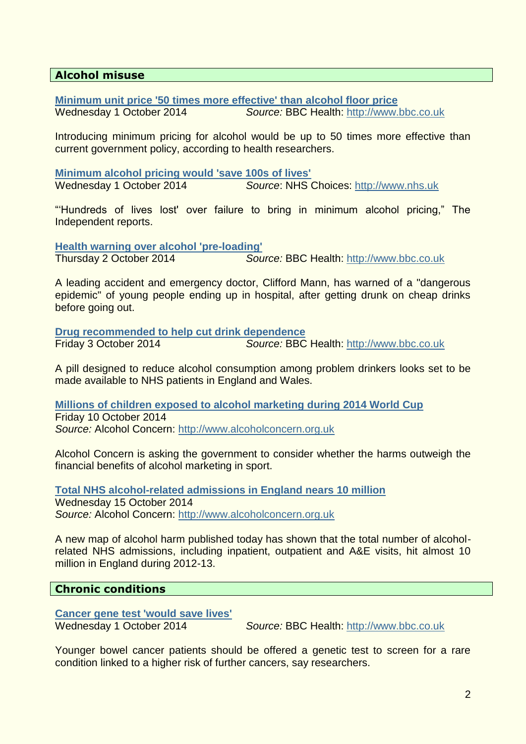## Alcohol misuse

**Minimum unit price '50 times more effective' than alcohol floor price**
Wednesday 1 October 2014 *Source:* BBC Health: http://www.bbc.co.uk

Introducing minimum pricing for alcohol would be up to 50 times more effective than current government policy, according to health researchers.

**Minimum alcohol pricing would 'save 100s of lives'**
Wednesday 1 October 2014 *Source*: NHS Choices: http://www.nhs.uk

"'Hundreds of lives lost' over failure to bring in minimum alcohol pricing," The Independent reports.

**Health warning over alcohol 'pre-loading'**
Thursday 2 October 2014 *Source:* BBC Health: http://www.bbc.co.uk

A leading accident and emergency doctor, Clifford Mann, has warned of a "dangerous epidemic" of young people ending up in hospital, after getting drunk on cheap drinks before going out.

**Drug recommended to help cut drink dependence**
Friday 3 October 2014 *Source:* BBC Health: http://www.bbc.co.uk

A pill designed to reduce alcohol consumption among problem drinkers looks set to be made available to NHS patients in England and Wales.

**Millions of children exposed to alcohol marketing during 2014 World Cup**
Friday 10 October 2014
*Source:* Alcohol Concern: http://www.alcoholconcern.org.uk

Alcohol Concern is asking the government to consider whether the harms outweigh the financial benefits of alcohol marketing in sport.

**Total NHS alcohol-related admissions in England nears 10 million**
Wednesday 15 October 2014
*Source:* Alcohol Concern: http://www.alcoholconcern.org.uk

A new map of alcohol harm published today has shown that the total number of alcohol-related NHS admissions, including inpatient, outpatient and A&E visits, hit almost 10 million in England during 2012-13.

## Chronic conditions

**Cancer gene test 'would save lives'**
Wednesday 1 October 2014 *Source:* BBC Health: http://www.bbc.co.uk

Younger bowel cancer patients should be offered a genetic test to screen for a rare condition linked to a higher risk of further cancers, say researchers.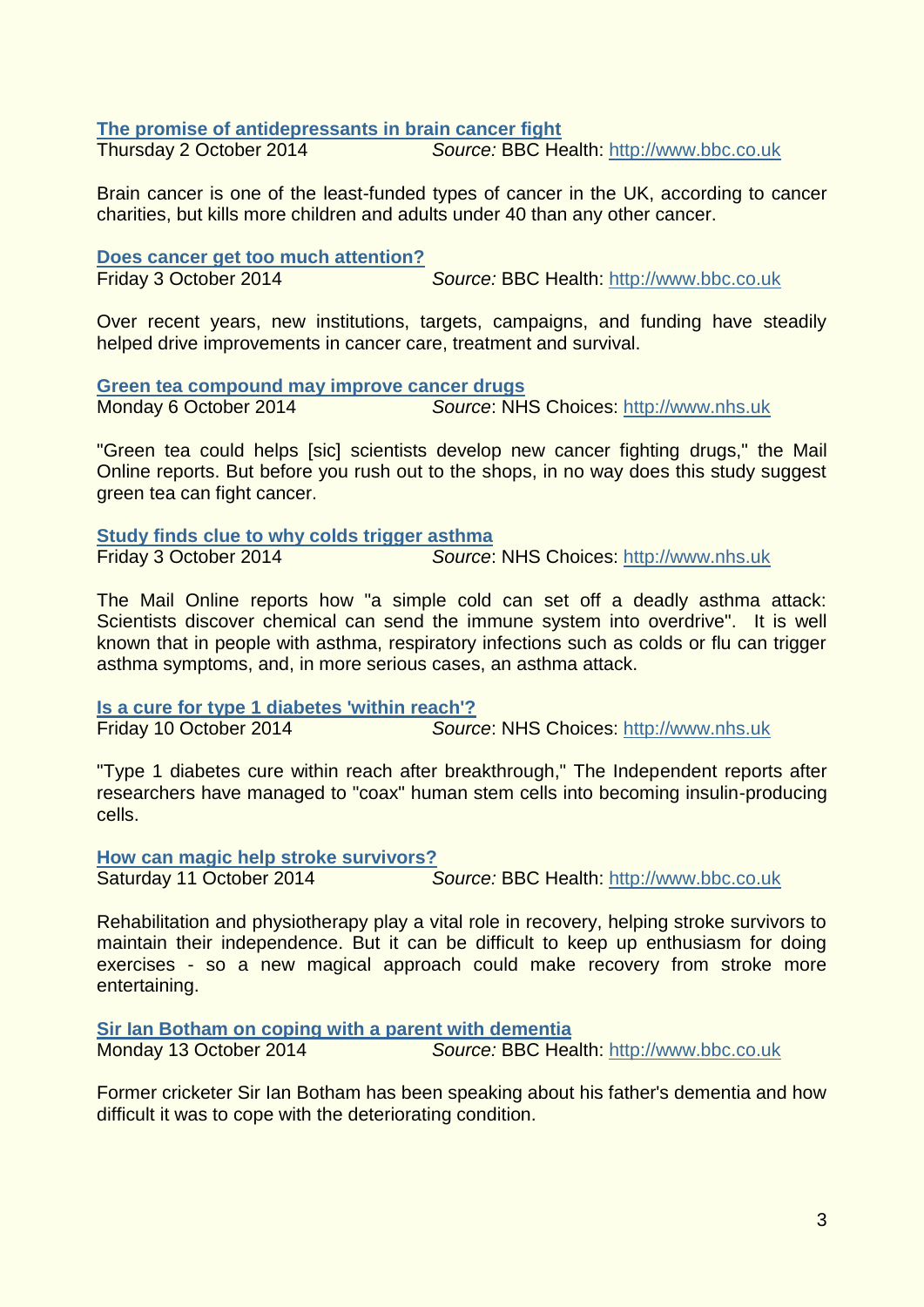**[The promise of antidepressants in brain cancer fight](http://www.bbc.co.uk)**
Thursday 2 October 2014 *Source:* BBC Health: [http://www.bbc.co.uk](http://www.bbc.co.uk)

Brain cancer is one of the least-funded types of cancer in the UK, according to cancer charities, but kills more children and adults under 40 than any other cancer.

**[Does cancer get too much attention?](http://www.bbc.co.uk)**
Friday 3 October 2014 *Source:* BBC Health: [http://www.bbc.co.uk](http://www.bbc.co.uk)

Over recent years, new institutions, targets, campaigns, and funding have steadily helped drive improvements in cancer care, treatment and survival.

**[Green tea compound may improve cancer drugs](http://www.nhs.uk)**
Monday 6 October 2014 *Source*: NHS Choices: [http://www.nhs.uk](http://www.nhs.uk)

"Green tea could helps [sic] scientists develop new cancer fighting drugs," the Mail Online reports. But before you rush out to the shops, in no way does this study suggest green tea can fight cancer.

**[Study finds clue to why colds trigger asthma](http://www.nhs.uk)**
Friday 3 October 2014 *Source*: NHS Choices: [http://www.nhs.uk](http://www.nhs.uk)

The Mail Online reports how "a simple cold can set off a deadly asthma attack: Scientists discover chemical can send the immune system into overdrive". It is well known that in people with asthma, respiratory infections such as colds or flu can trigger asthma symptoms, and, in more serious cases, an asthma attack.

**[Is a cure for type 1 diabetes 'within reach'?](http://www.nhs.uk)**
Friday 10 October 2014 *Source*: NHS Choices: [http://www.nhs.uk](http://www.nhs.uk)

"Type 1 diabetes cure within reach after breakthrough," The Independent reports after researchers have managed to "coax" human stem cells into becoming insulin-producing cells.

**[How can magic help stroke survivors?](http://www.bbc.co.uk)**
Saturday 11 October 2014 *Source:* BBC Health: [http://www.bbc.co.uk](http://www.bbc.co.uk)

Rehabilitation and physiotherapy play a vital role in recovery, helping stroke survivors to maintain their independence. But it can be difficult to keep up enthusiasm for doing exercises - so a new magical approach could make recovery from stroke more entertaining.

**[Sir Ian Botham on coping with a parent with dementia](http://www.bbc.co.uk)**
Monday 13 October 2014 *Source:* BBC Health: [http://www.bbc.co.uk](http://www.bbc.co.uk)

Former cricketer Sir Ian Botham has been speaking about his father's dementia and how difficult it was to cope with the deteriorating condition.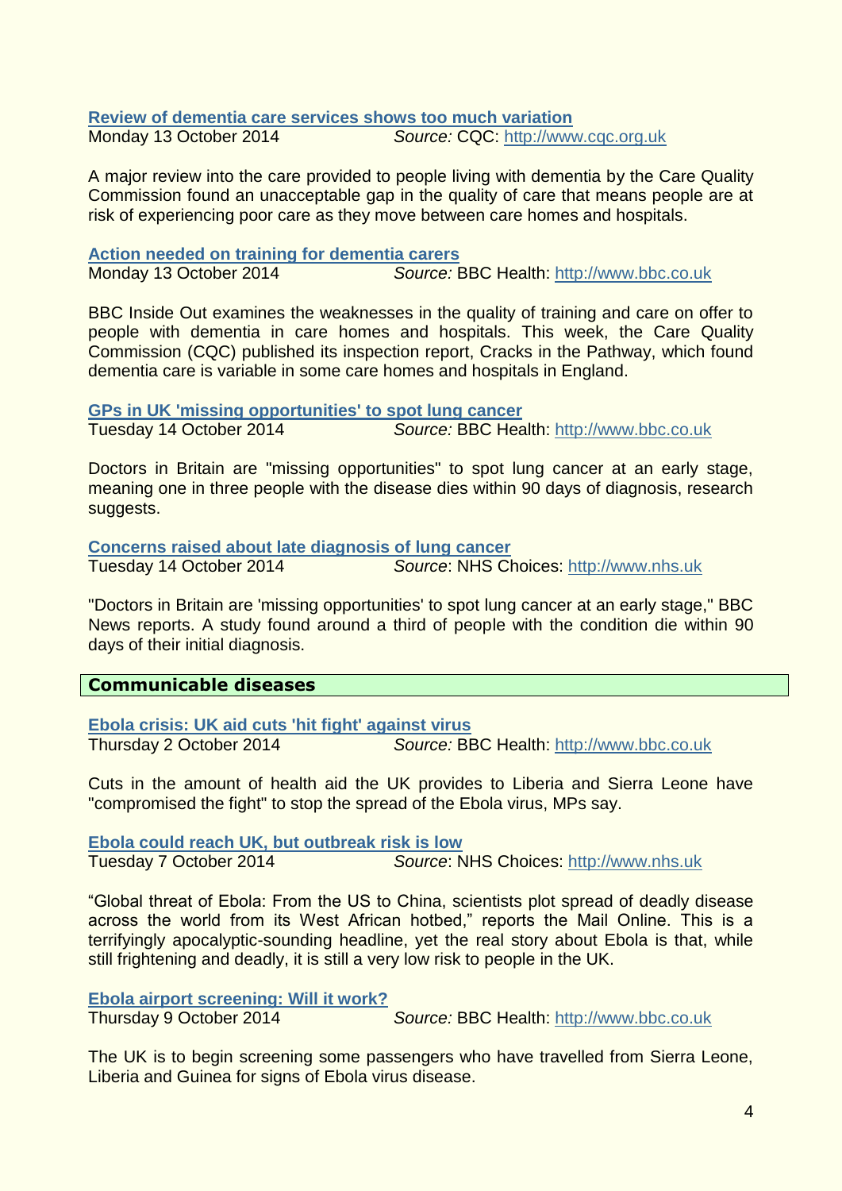**[Review of dementia care services shows too much variation]**

Monday 13 October 2014 *Source:* CQC: http://www.cqc.org.uk

A major review into the care provided to people living with dementia by the Care Quality Commission found an unacceptable gap in the quality of care that means people are at risk of experiencing poor care as they move between care homes and hospitals.

**[Action needed on training for dementia carers]**

Monday 13 October 2014 *Source:* BBC Health: http://www.bbc.co.uk

BBC Inside Out examines the weaknesses in the quality of training and care on offer to people with dementia in care homes and hospitals. This week, the Care Quality Commission (CQC) published its inspection report, Cracks in the Pathway, which found dementia care is variable in some care homes and hospitals in England.

**[GPs in UK 'missing opportunities' to spot lung cancer]**

Tuesday 14 October 2014 *Source:* BBC Health: http://www.bbc.co.uk

Doctors in Britain are "missing opportunities" to spot lung cancer at an early stage, meaning one in three people with the disease dies within 90 days of diagnosis, research suggests.

**[Concerns raised about late diagnosis of lung cancer]**

Tuesday 14 October 2014 *Source*: NHS Choices: http://www.nhs.uk

"Doctors in Britain are 'missing opportunities' to spot lung cancer at an early stage," BBC News reports. A study found around a third of people with the condition die within 90 days of their initial diagnosis.

## Communicable diseases

**[Ebola crisis: UK aid cuts 'hit fight' against virus]**

Thursday 2 October 2014 *Source:* BBC Health: http://www.bbc.co.uk

Cuts in the amount of health aid the UK provides to Liberia and Sierra Leone have "compromised the fight" to stop the spread of the Ebola virus, MPs say.

**[Ebola could reach UK, but outbreak risk is low]**

Tuesday 7 October 2014 *Source*: NHS Choices: http://www.nhs.uk

"Global threat of Ebola: From the US to China, scientists plot spread of deadly disease across the world from its West African hotbed," reports the Mail Online. This is a terrifyingly apocalyptic-sounding headline, yet the real story about Ebola is that, while still frightening and deadly, it is still a very low risk to people in the UK.

**[Ebola airport screening: Will it work?]**

Thursday 9 October 2014 *Source:* BBC Health: http://www.bbc.co.uk

The UK is to begin screening some passengers who have travelled from Sierra Leone, Liberia and Guinea for signs of Ebola virus disease.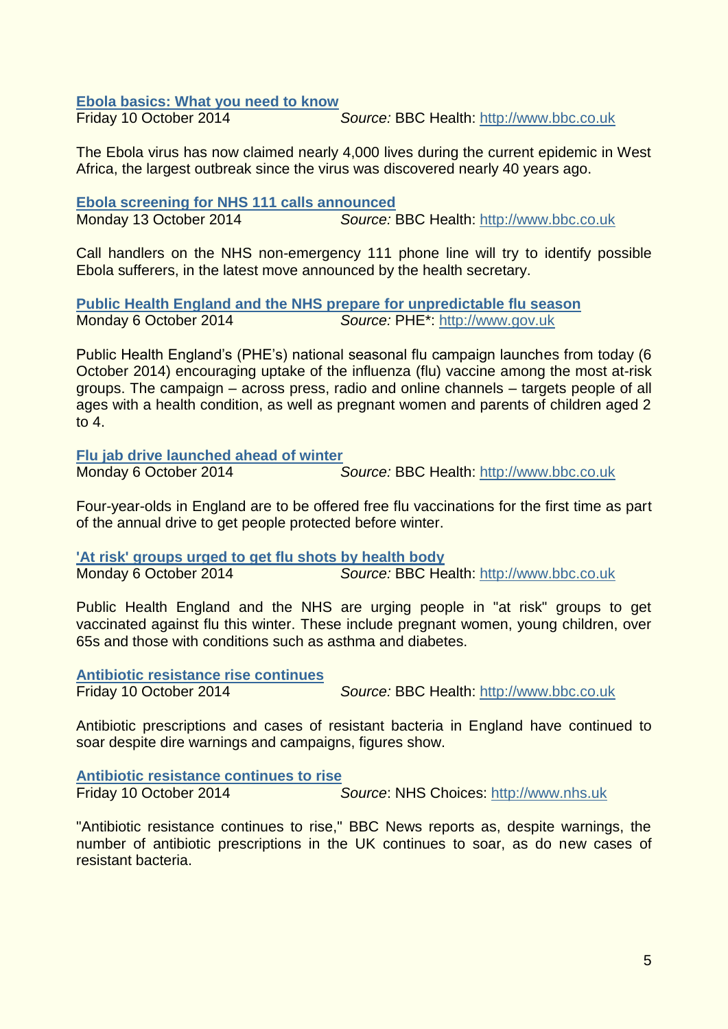**[Ebola basics: What you need to know](http://www.bbc.co.uk)**

Friday 10 October 2014 *Source:* BBC Health: [http://www.bbc.co.uk](http://www.bbc.co.uk)

The Ebola virus has now claimed nearly 4,000 lives during the current epidemic in West Africa, the largest outbreak since the virus was discovered nearly 40 years ago.

**[Ebola screening for NHS 111 calls announced](http://www.bbc.co.uk)**

Monday 13 October 2014 *Source:* BBC Health: [http://www.bbc.co.uk](http://www.bbc.co.uk)

Call handlers on the NHS non-emergency 111 phone line will try to identify possible Ebola sufferers, in the latest move announced by the health secretary.

**[Public Health England and the NHS prepare for unpredictable flu season](http://www.gov.uk)**

Monday 6 October 2014 *Source:* PHE*: [http://www.gov.uk](http://www.gov.uk)

Public Health England's (PHE's) national seasonal flu campaign launches from today (6 October 2014) encouraging uptake of the influenza (flu) vaccine among the most at-risk groups. The campaign – across press, radio and online channels – targets people of all ages with a health condition, as well as pregnant women and parents of children aged 2 to 4.

**[Flu jab drive launched ahead of winter](http://www.bbc.co.uk)**

Monday 6 October 2014 *Source:* BBC Health: [http://www.bbc.co.uk](http://www.bbc.co.uk)

Four-year-olds in England are to be offered free flu vaccinations for the first time as part of the annual drive to get people protected before winter.

**['At risk' groups urged to get flu shots by health body](http://www.bbc.co.uk)**

Monday 6 October 2014 *Source:* BBC Health: [http://www.bbc.co.uk](http://www.bbc.co.uk)

Public Health England and the NHS are urging people in "at risk" groups to get vaccinated against flu this winter. These include pregnant women, young children, over 65s and those with conditions such as asthma and diabetes.

**[Antibiotic resistance rise continues](http://www.bbc.co.uk)**

Friday 10 October 2014 *Source:* BBC Health: [http://www.bbc.co.uk](http://www.bbc.co.uk)

Antibiotic prescriptions and cases of resistant bacteria in England have continued to soar despite dire warnings and campaigns, figures show.

**[Antibiotic resistance continues to rise](http://www.nhs.uk)**

Friday 10 October 2014 *Source*: NHS Choices: [http://www.nhs.uk](http://www.nhs.uk)

"Antibiotic resistance continues to rise," BBC News reports as, despite warnings, the number of antibiotic prescriptions in the UK continues to soar, as do new cases of resistant bacteria.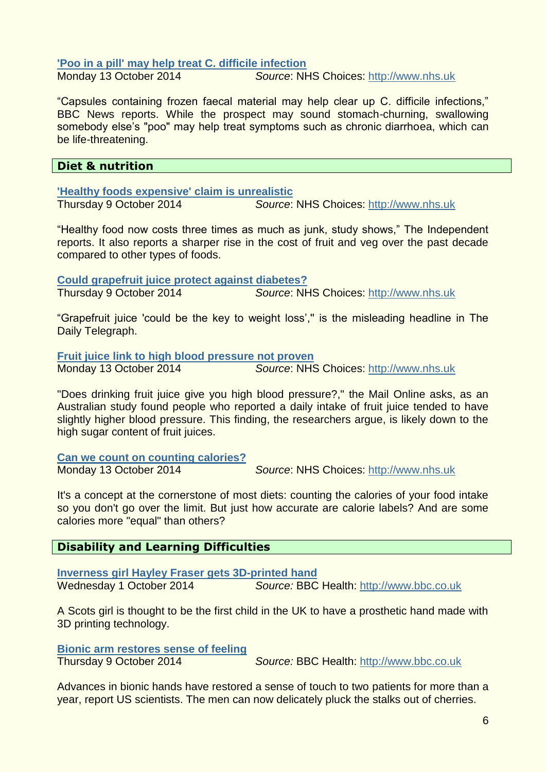**['Poo in a pill' may help treat C. difficile infection](http://www.nhs.uk)**

Monday 13 October 2014 *Source*: NHS Choices: [http://www.nhs.uk](http://www.nhs.uk)

"Capsules containing frozen faecal material may help clear up C. difficile infections," BBC News reports. While the prospect may sound stomach-churning, swallowing somebody else's "poo" may help treat symptoms such as chronic diarrhoea, which can be life-threatening.

## Diet & nutrition

**['Healthy foods expensive' claim is unrealistic](http://www.nhs.uk)**

Thursday 9 October 2014 *Source*: NHS Choices: [http://www.nhs.uk](http://www.nhs.uk)

"Healthy food now costs three times as much as junk, study shows," The Independent reports. It also reports a sharper rise in the cost of fruit and veg over the past decade compared to other types of foods.

**[Could grapefruit juice protect against diabetes?](http://www.nhs.uk)**

Thursday 9 October 2014 *Source*: NHS Choices: [http://www.nhs.uk](http://www.nhs.uk)

"Grapefruit juice 'could be the key to weight loss'," is the misleading headline in The Daily Telegraph.

**[Fruit juice link to high blood pressure not proven](http://www.nhs.uk)**

Monday 13 October 2014 *Source*: NHS Choices: [http://www.nhs.uk](http://www.nhs.uk)

"Does drinking fruit juice give you high blood pressure?," the Mail Online asks, as an Australian study found people who reported a daily intake of fruit juice tended to have slightly higher blood pressure. This finding, the researchers argue, is likely down to the high sugar content of fruit juices.

**[Can we count on counting calories?](http://www.nhs.uk)**

Monday 13 October 2014 *Source*: NHS Choices: [http://www.nhs.uk](http://www.nhs.uk)

It's a concept at the cornerstone of most diets: counting the calories of your food intake so you don't go over the limit. But just how accurate are calorie labels? And are some calories more "equal" than others?

## Disability and Learning Difficulties

**[Inverness girl Hayley Fraser gets 3D-printed hand](http://www.bbc.co.uk)**

Wednesday 1 October 2014 *Source:* BBC Health: [http://www.bbc.co.uk](http://www.bbc.co.uk)

A Scots girl is thought to be the first child in the UK to have a prosthetic hand made with 3D printing technology.

**[Bionic arm restores sense of feeling](http://www.bbc.co.uk)**

Thursday 9 October 2014 *Source:* BBC Health: [http://www.bbc.co.uk](http://www.bbc.co.uk)

Advances in bionic hands have restored a sense of touch to two patients for more than a year, report US scientists. The men can now delicately pluck the stalks out of cherries.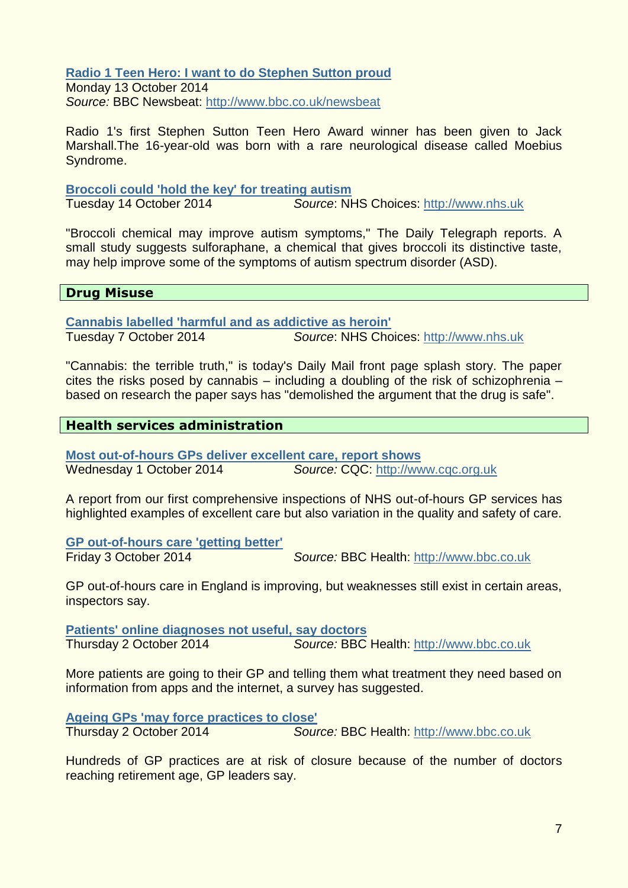**Radio 1 Teen Hero: I want to do Stephen Sutton proud**
Monday 13 October 2014
*Source:* BBC Newsbeat: http://www.bbc.co.uk/newsbeat

Radio 1's first Stephen Sutton Teen Hero Award winner has been given to Jack Marshall.The 16-year-old was born with a rare neurological disease called Moebius Syndrome.

**Broccoli could 'hold the key' for treating autism**
Tuesday 14 October 2014 *Source*: NHS Choices: http://www.nhs.uk

"Broccoli chemical may improve autism symptoms," The Daily Telegraph reports. A small study suggests sulforaphane, a chemical that gives broccoli its distinctive taste, may help improve some of the symptoms of autism spectrum disorder (ASD).

## Drug Misuse

**Cannabis labelled 'harmful and as addictive as heroin'**
Tuesday 7 October 2014 *Source*: NHS Choices: http://www.nhs.uk

"Cannabis: the terrible truth," is today's Daily Mail front page splash story. The paper cites the risks posed by cannabis – including a doubling of the risk of schizophrenia – based on research the paper says has "demolished the argument that the drug is safe".

## Health services administration

**Most out-of-hours GPs deliver excellent care, report shows**
Wednesday 1 October 2014 *Source:* CQC: http://www.cqc.org.uk

A report from our first comprehensive inspections of NHS out-of-hours GP services has highlighted examples of excellent care but also variation in the quality and safety of care.

**GP out-of-hours care 'getting better'**
Friday 3 October 2014 *Source:* BBC Health: http://www.bbc.co.uk

GP out-of-hours care in England is improving, but weaknesses still exist in certain areas, inspectors say.

**Patients' online diagnoses not useful, say doctors**
Thursday 2 October 2014 *Source:* BBC Health: http://www.bbc.co.uk

More patients are going to their GP and telling them what treatment they need based on information from apps and the internet, a survey has suggested.

**Ageing GPs 'may force practices to close'**
Thursday 2 October 2014 *Source:* BBC Health: http://www.bbc.co.uk

Hundreds of GP practices are at risk of closure because of the number of doctors reaching retirement age, GP leaders say.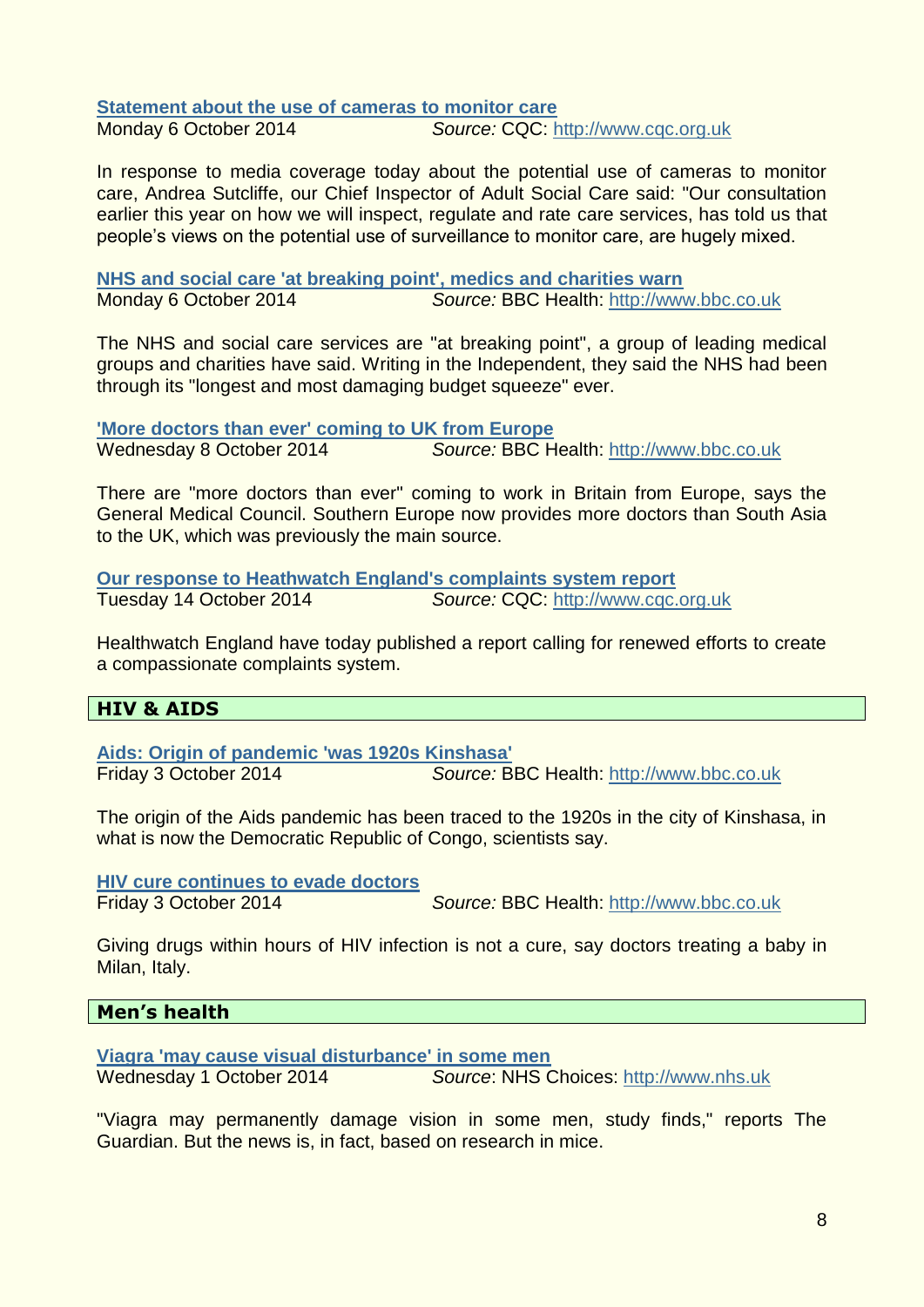**Statement about the use of cameras to monitor care**
Monday 6 October 2014 *Source:* CQC: http://www.cqc.org.uk

In response to media coverage today about the potential use of cameras to monitor care, Andrea Sutcliffe, our Chief Inspector of Adult Social Care said: "Our consultation earlier this year on how we will inspect, regulate and rate care services, has told us that people's views on the potential use of surveillance to monitor care, are hugely mixed.

**NHS and social care 'at breaking point', medics and charities warn**
Monday 6 October 2014 *Source:* BBC Health: http://www.bbc.co.uk

The NHS and social care services are "at breaking point", a group of leading medical groups and charities have said. Writing in the Independent, they said the NHS had been through its "longest and most damaging budget squeeze" ever.

**'More doctors than ever' coming to UK from Europe**
Wednesday 8 October 2014 *Source:* BBC Health: http://www.bbc.co.uk

There are "more doctors than ever" coming to work in Britain from Europe, says the General Medical Council. Southern Europe now provides more doctors than South Asia to the UK, which was previously the main source.

**Our response to Heathwatch England's complaints system report**
Tuesday 14 October 2014 *Source:* CQC: http://www.cqc.org.uk

Healthwatch England have today published a report calling for renewed efforts to create a compassionate complaints system.

## HIV & AIDS

**Aids: Origin of pandemic 'was 1920s Kinshasa'**
Friday 3 October 2014 *Source:* BBC Health: http://www.bbc.co.uk

The origin of the Aids pandemic has been traced to the 1920s in the city of Kinshasa, in what is now the Democratic Republic of Congo, scientists say.

**HIV cure continues to evade doctors**
Friday 3 October 2014 *Source:* BBC Health: http://www.bbc.co.uk

Giving drugs within hours of HIV infection is not a cure, say doctors treating a baby in Milan, Italy.

## Men's health

**Viagra 'may cause visual disturbance' in some men**
Wednesday 1 October 2014 *Source*: NHS Choices: http://www.nhs.uk

"Viagra may permanently damage vision in some men, study finds," reports The Guardian. But the news is, in fact, based on research in mice.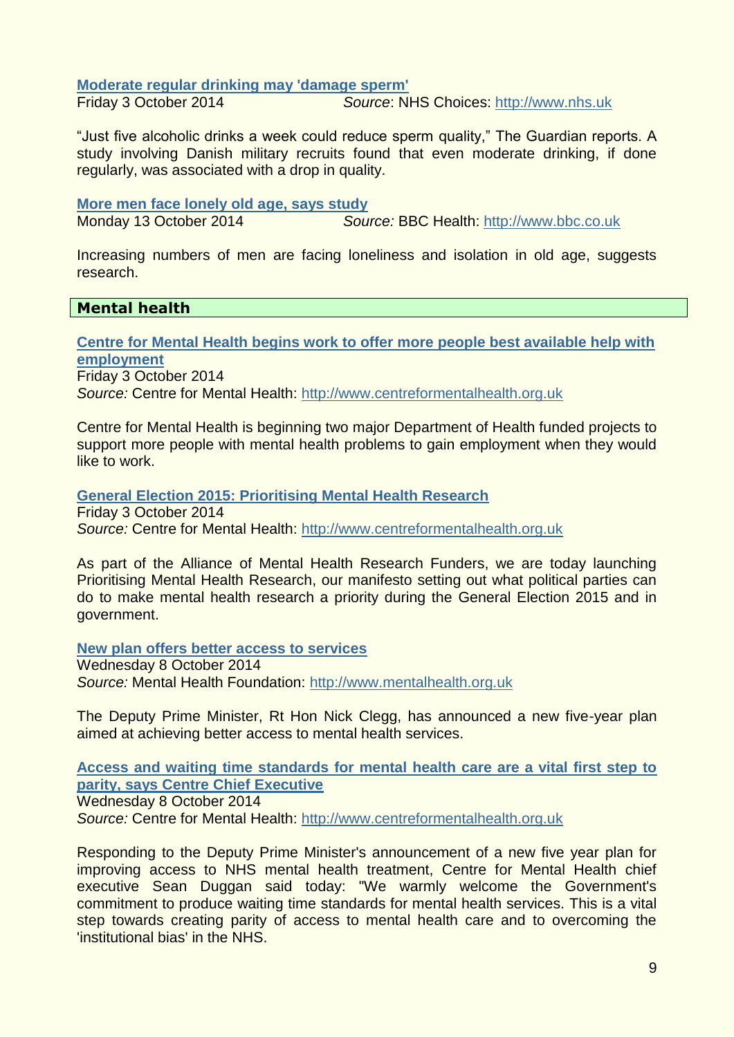**Moderate regular drinking may 'damage sperm'**
Friday 3 October 2014 *Source*: NHS Choices: http://www.nhs.uk

"Just five alcoholic drinks a week could reduce sperm quality," The Guardian reports. A study involving Danish military recruits found that even moderate drinking, if done regularly, was associated with a drop in quality.

**More men face lonely old age, says study**
Monday 13 October 2014 *Source:* BBC Health: http://www.bbc.co.uk

Increasing numbers of men are facing loneliness and isolation in old age, suggests research.

## Mental health

**Centre for Mental Health begins work to offer more people best available help with employment**
Friday 3 October 2014
*Source:* Centre for Mental Health: http://www.centreformentalhealth.org.uk

Centre for Mental Health is beginning two major Department of Health funded projects to support more people with mental health problems to gain employment when they would like to work.

**General Election 2015: Prioritising Mental Health Research**
Friday 3 October 2014
*Source:* Centre for Mental Health: http://www.centreformentalhealth.org.uk

As part of the Alliance of Mental Health Research Funders, we are today launching Prioritising Mental Health Research, our manifesto setting out what political parties can do to make mental health research a priority during the General Election 2015 and in government.

**New plan offers better access to services**
Wednesday 8 October 2014
*Source:* Mental Health Foundation: http://www.mentalhealth.org.uk

The Deputy Prime Minister, Rt Hon Nick Clegg, has announced a new five-year plan aimed at achieving better access to mental health services.

**Access and waiting time standards for mental health care are a vital first step to parity, says Centre Chief Executive**
Wednesday 8 October 2014
*Source:* Centre for Mental Health: http://www.centreformentalhealth.org.uk

Responding to the Deputy Prime Minister's announcement of a new five year plan for improving access to NHS mental health treatment, Centre for Mental Health chief executive Sean Duggan said today: "We warmly welcome the Government's commitment to produce waiting time standards for mental health services. This is a vital step towards creating parity of access to mental health care and to overcoming the 'institutional bias' in the NHS.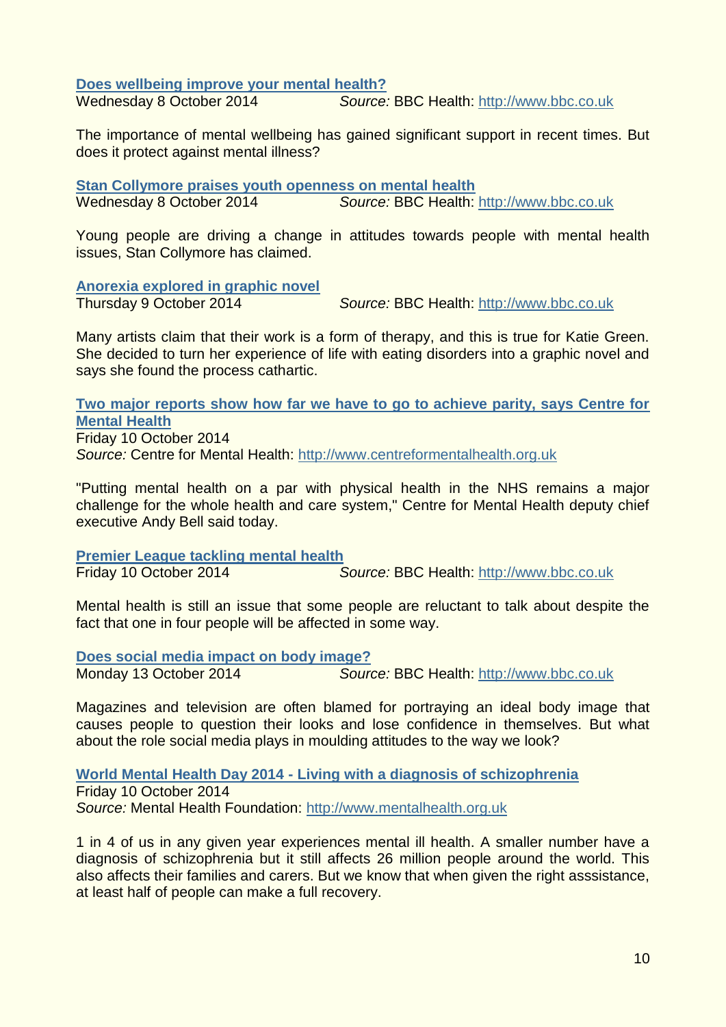**Does wellbeing improve your mental health?**

Wednesday 8 October 2014 *Source:* BBC Health: http://www.bbc.co.uk

The importance of mental wellbeing has gained significant support in recent times. But does it protect against mental illness?

**Stan Collymore praises youth openness on mental health**

Wednesday 8 October 2014 *Source:* BBC Health: http://www.bbc.co.uk

Young people are driving a change in attitudes towards people with mental health issues, Stan Collymore has claimed.

**Anorexia explored in graphic novel**

Thursday 9 October 2014 *Source:* BBC Health: http://www.bbc.co.uk

Many artists claim that their work is a form of therapy, and this is true for Katie Green. She decided to turn her experience of life with eating disorders into a graphic novel and says she found the process cathartic.

**Two major reports show how far we have to go to achieve parity, says Centre for Mental Health**

Friday 10 October 2014
*Source:* Centre for Mental Health: http://www.centreformentalhealth.org.uk

"Putting mental health on a par with physical health in the NHS remains a major challenge for the whole health and care system," Centre for Mental Health deputy chief executive Andy Bell said today.

**Premier League tackling mental health**

Friday 10 October 2014 *Source:* BBC Health: http://www.bbc.co.uk

Mental health is still an issue that some people are reluctant to talk about despite the fact that one in four people will be affected in some way.

**Does social media impact on body image?**

Monday 13 October 2014 *Source:* BBC Health: http://www.bbc.co.uk

Magazines and television are often blamed for portraying an ideal body image that causes people to question their looks and lose confidence in themselves. But what about the role social media plays in moulding attitudes to the way we look?

**World Mental Health Day 2014 - Living with a diagnosis of schizophrenia**

Friday 10 October 2014
*Source:* Mental Health Foundation: http://www.mentalhealth.org.uk

1 in 4 of us in any given year experiences mental ill health. A smaller number have a diagnosis of schizophrenia but it still affects 26 million people around the world. This also affects their families and carers. But we know that when given the right asssistance, at least half of people can make a full recovery.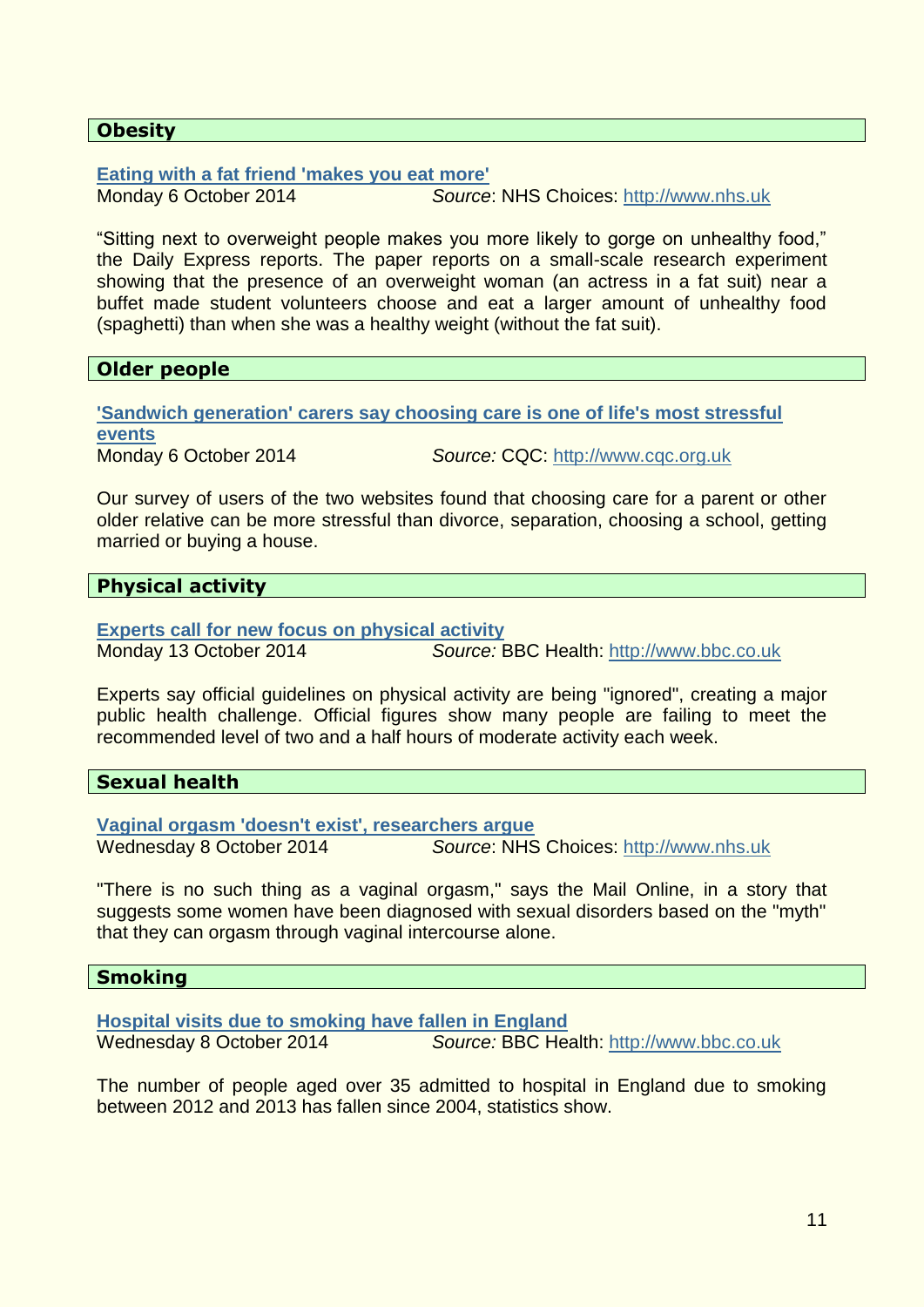## Obesity

**[Eating with a fat friend 'makes you eat more']**
Monday 6 October 2014 *Source*: NHS Choices: http://www.nhs.uk

"Sitting next to overweight people makes you more likely to gorge on unhealthy food," the Daily Express reports. The paper reports on a small-scale research experiment showing that the presence of an overweight woman (an actress in a fat suit) near a buffet made student volunteers choose and eat a larger amount of unhealthy food (spaghetti) than when she was a healthy weight (without the fat suit).

## Older people

**['Sandwich generation' carers say choosing care is one of life's most stressful events]**
Monday 6 October 2014 *Source:* CQC: http://www.cqc.org.uk

Our survey of users of the two websites found that choosing care for a parent or other older relative can be more stressful than divorce, separation, choosing a school, getting married or buying a house.

## Physical activity

**[Experts call for new focus on physical activity]**
Monday 13 October 2014 *Source:* BBC Health: http://www.bbc.co.uk

Experts say official guidelines on physical activity are being "ignored", creating a major public health challenge. Official figures show many people are failing to meet the recommended level of two and a half hours of moderate activity each week.

## Sexual health

**[Vaginal orgasm 'doesn't exist', researchers argue]**
Wednesday 8 October 2014 *Source*: NHS Choices: http://www.nhs.uk

"There is no such thing as a vaginal orgasm," says the Mail Online, in a story that suggests some women have been diagnosed with sexual disorders based on the "myth" that they can orgasm through vaginal intercourse alone.

## Smoking

**[Hospital visits due to smoking have fallen in England]**
Wednesday 8 October 2014 *Source:* BBC Health: http://www.bbc.co.uk

The number of people aged over 35 admitted to hospital in England due to smoking between 2012 and 2013 has fallen since 2004, statistics show.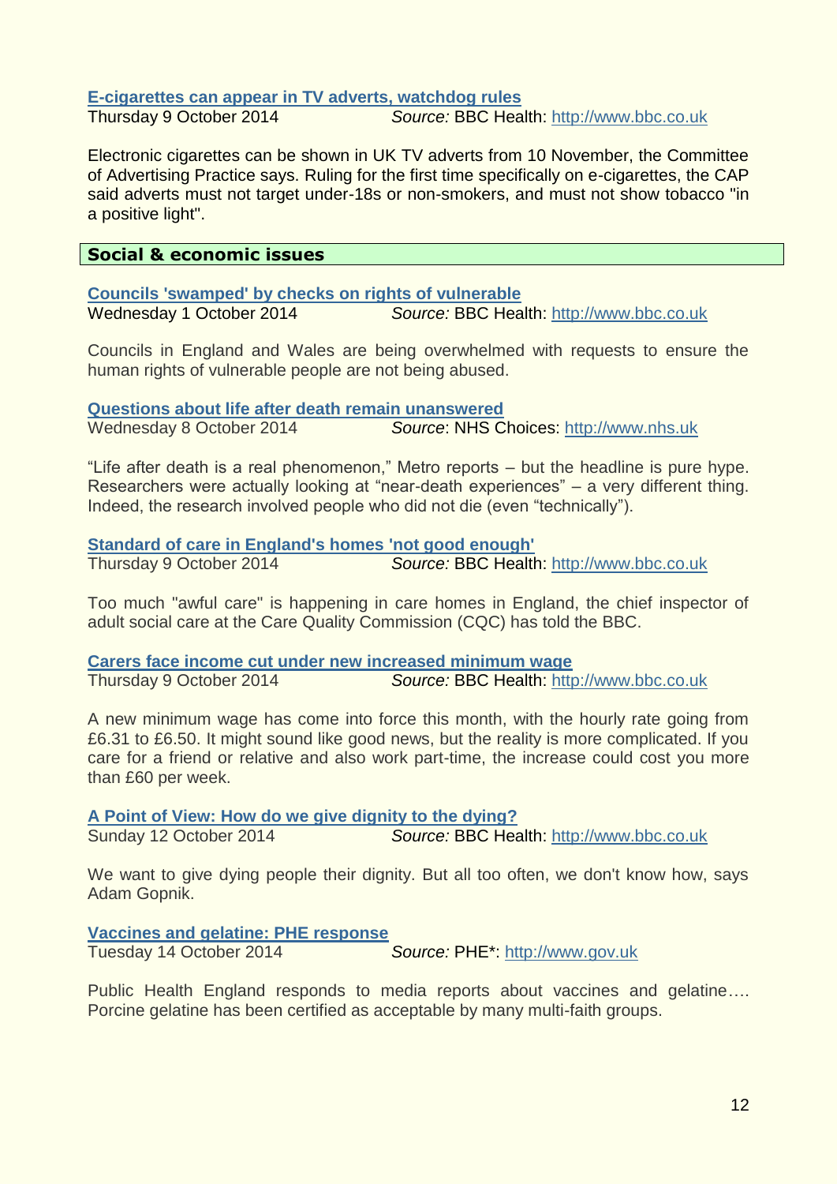### [E-cigarettes can appear in TV adverts, watchdog rules](http://www.bbc.co.uk)

Thursday 9 October 2014 *Source:* BBC Health: [http://www.bbc.co.uk](http://www.bbc.co.uk)

Electronic cigarettes can be shown in UK TV adverts from 10 November, the Committee of Advertising Practice says. Ruling for the first time specifically on e-cigarettes, the CAP said adverts must not target under-18s or non-smokers, and must not show tobacco "in a positive light".

## Social & economic issues

### [Councils 'swamped' by checks on rights of vulnerable](http://www.bbc.co.uk)

Wednesday 1 October 2014 *Source:* BBC Health: [http://www.bbc.co.uk](http://www.bbc.co.uk)

Councils in England and Wales are being overwhelmed with requests to ensure the human rights of vulnerable people are not being abused.

### [Questions about life after death remain unanswered](http://www.nhs.uk)

Wednesday 8 October 2014 *Source*: NHS Choices: [http://www.nhs.uk](http://www.nhs.uk)

"Life after death is a real phenomenon," Metro reports – but the headline is pure hype. Researchers were actually looking at "near-death experiences" – a very different thing. Indeed, the research involved people who did not die (even "technically").

### [Standard of care in England's homes 'not good enough'](http://www.bbc.co.uk)

Thursday 9 October 2014 *Source:* BBC Health: [http://www.bbc.co.uk](http://www.bbc.co.uk)

Too much "awful care" is happening in care homes in England, the chief inspector of adult social care at the Care Quality Commission (CQC) has told the BBC.

### [Carers face income cut under new increased minimum wage](http://www.bbc.co.uk)

Thursday 9 October 2014 *Source:* BBC Health: [http://www.bbc.co.uk](http://www.bbc.co.uk)

A new minimum wage has come into force this month, with the hourly rate going from £6.31 to £6.50. It might sound like good news, but the reality is more complicated. If you care for a friend or relative and also work part-time, the increase could cost you more than £60 per week.

### [A Point of View: How do we give dignity to the dying?](http://www.bbc.co.uk)

Sunday 12 October 2014 *Source:* BBC Health: [http://www.bbc.co.uk](http://www.bbc.co.uk)

We want to give dying people their dignity. But all too often, we don't know how, says Adam Gopnik.

### [Vaccines and gelatine: PHE response](http://www.gov.uk)

Tuesday 14 October 2014 *Source:* PHE*: [http://www.gov.uk](http://www.gov.uk)

Public Health England responds to media reports about vaccines and gelatine…. Porcine gelatine has been certified as acceptable by many multi-faith groups.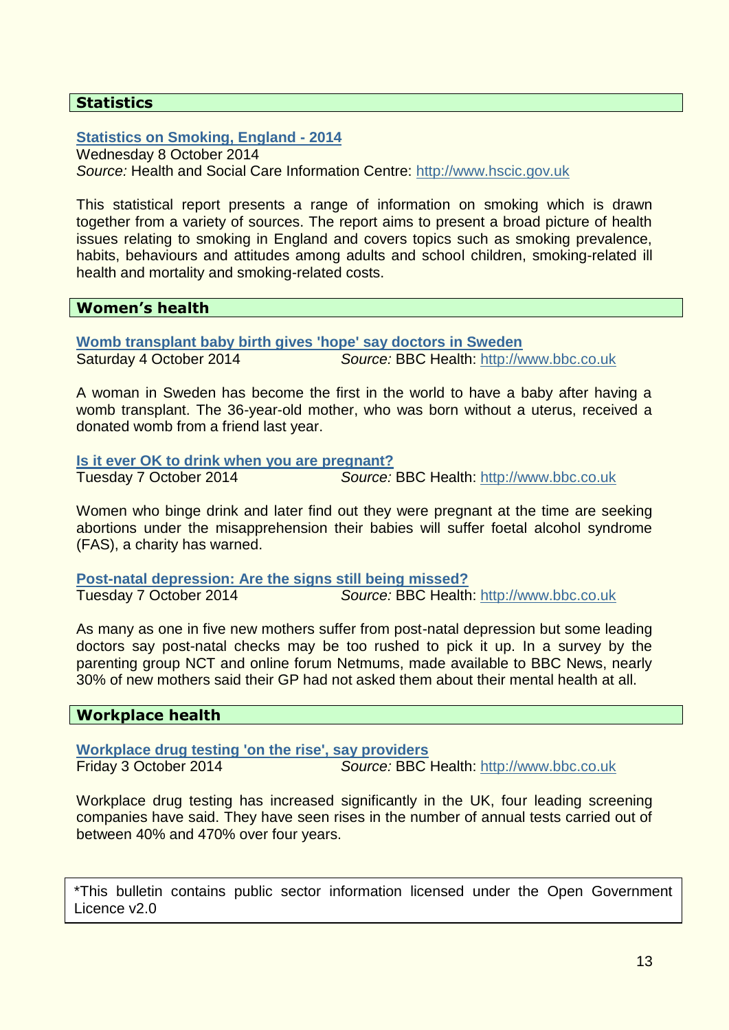## Statistics

**[Statistics on Smoking, England - 2014](http://www.hscic.gov.uk)**
Wednesday 8 October 2014
*Source:* Health and Social Care Information Centre: http://www.hscic.gov.uk

This statistical report presents a range of information on smoking which is drawn together from a variety of sources. The report aims to present a broad picture of health issues relating to smoking in England and covers topics such as smoking prevalence, habits, behaviours and attitudes among adults and school children, smoking-related ill health and mortality and smoking-related costs.

## Women's health

**Womb transplant baby birth gives 'hope' say doctors in Sweden**
Saturday 4 October 2014 *Source:* BBC Health: http://www.bbc.co.uk

A woman in Sweden has become the first in the world to have a baby after having a womb transplant. The 36-year-old mother, who was born without a uterus, received a donated womb from a friend last year.

**Is it ever OK to drink when you are pregnant?**
Tuesday 7 October 2014 *Source:* BBC Health: http://www.bbc.co.uk

Women who binge drink and later find out they were pregnant at the time are seeking abortions under the misapprehension their babies will suffer foetal alcohol syndrome (FAS), a charity has warned.

**Post-natal depression: Are the signs still being missed?**
Tuesday 7 October 2014 *Source:* BBC Health: http://www.bbc.co.uk

As many as one in five new mothers suffer from post-natal depression but some leading doctors say post-natal checks may be too rushed to pick it up. In a survey by the parenting group NCT and online forum Netmums, made available to BBC News, nearly 30% of new mothers said their GP had not asked them about their mental health at all.

## Workplace health

**Workplace drug testing 'on the rise', say providers**
Friday 3 October 2014 *Source:* BBC Health: http://www.bbc.co.uk

Workplace drug testing has increased significantly in the UK, four leading screening companies have said. They have seen rises in the number of annual tests carried out of between 40% and 470% over four years.

*This bulletin contains public sector information licensed under the Open Government Licence v2.0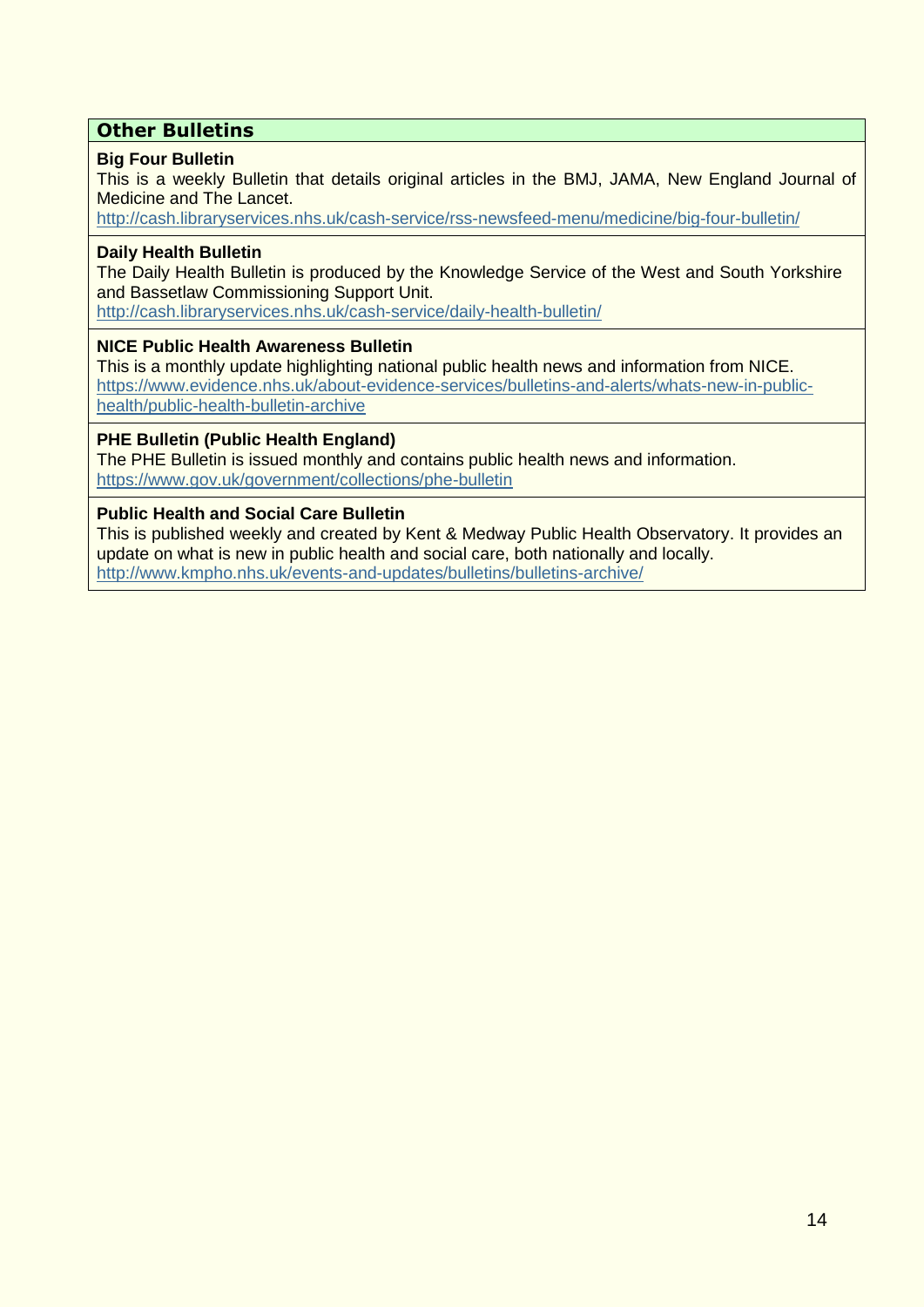## Other Bulletins

**Big Four Bulletin**

This is a weekly Bulletin that details original articles in the BMJ, JAMA, New England Journal of Medicine and The Lancet.

http://cash.libraryservices.nhs.uk/cash-service/rss-newsfeed-menu/medicine/big-four-bulletin/

**Daily Health Bulletin**

The Daily Health Bulletin is produced by the Knowledge Service of the West and South Yorkshire and Bassetlaw Commissioning Support Unit.

http://cash.libraryservices.nhs.uk/cash-service/daily-health-bulletin/

**NICE Public Health Awareness Bulletin**

This is a monthly update highlighting national public health news and information from NICE.

https://www.evidence.nhs.uk/about-evidence-services/bulletins-and-alerts/whats-new-in-public-health/public-health-bulletin-archive

**PHE Bulletin (Public Health England)**

The PHE Bulletin is issued monthly and contains public health news and information.

https://www.gov.uk/government/collections/phe-bulletin

**Public Health and Social Care Bulletin**

This is published weekly and created by Kent & Medway Public Health Observatory. It provides an update on what is new in public health and social care, both nationally and locally.

http://www.kmpho.nhs.uk/events-and-updates/bulletins/bulletins-archive/